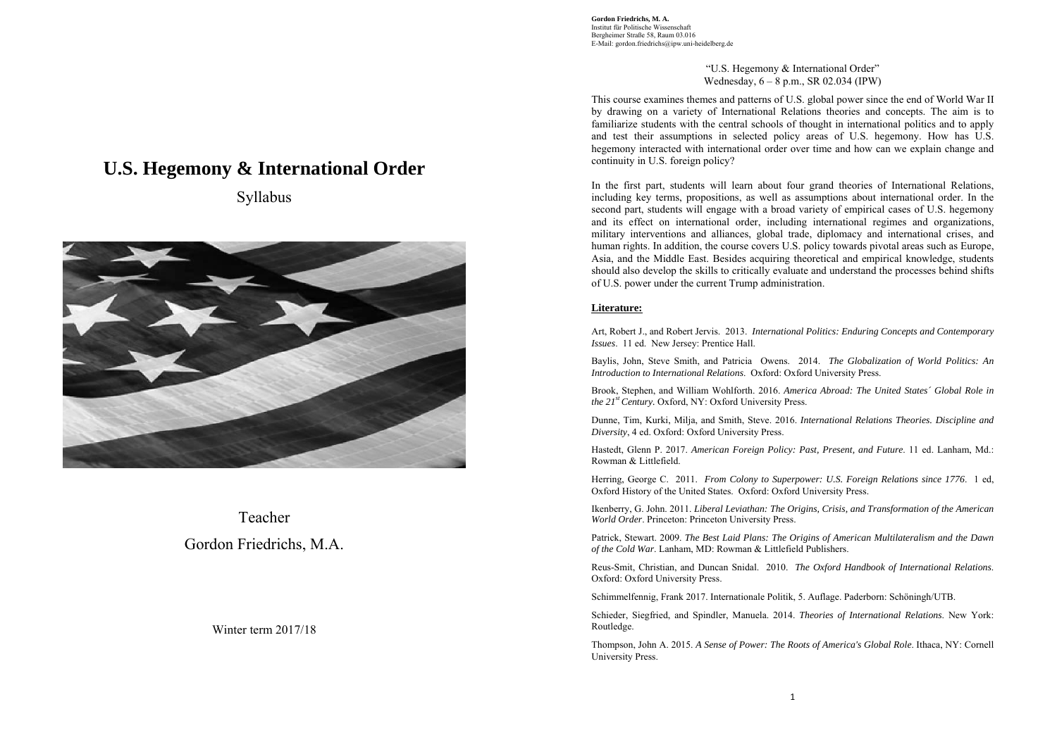# U.S. Hegemony & International Order

Syllabus

Teacher

Gordon Friedrichs, M.A.

Winter term 2017/18

**Gordon Friedrichs, M. A.**
Institut für Politische Wissenschaft
Bergheimer Straße 58, Raum 03.016
E-Mail: gordon.friedrichs@ipw.uni-heidelberg.de

"U.S. Hegemony & International Order"
Wednesday, 6 – 8 p.m., SR 02.034 (IPW)

This course examines themes and patterns of U.S. global power since the end of World War II by drawing on a variety of International Relations theories and concepts. The aim is to familiarize students with the central schools of thought in international politics and to apply and test their assumptions in selected policy areas of U.S. hegemony. How has U.S. hegemony interacted with international order over time and how can we explain change and continuity in U.S. foreign policy?

In the first part, students will learn about four grand theories of International Relations, including key terms, propositions, as well as assumptions about international order. In the second part, students will engage with a broad variety of empirical cases of U.S. hegemony and its effect on international order, including international regimes and organizations, military interventions and alliances, global trade, diplomacy and international crises, and human rights. In addition, the course covers U.S. policy towards pivotal areas such as Europe, Asia, and the Middle East. Besides acquiring theoretical and empirical knowledge, students should also develop the skills to critically evaluate and understand the processes behind shifts of U.S. power under the current Trump administration.

**Literature:**

Art, Robert J., and Robert Jervis. 2013. *International Politics: Enduring Concepts and Contemporary Issues*. 11 ed. New Jersey: Prentice Hall.

Baylis, John, Steve Smith, and Patricia Owens. 2014. *The Globalization of World Politics: An Introduction to International Relations*. Oxford: Oxford University Press.

Brook, Stephen, and William Wohlforth. 2016. *America Abroad: The United States´ Global Role in the 21st Century*. Oxford, NY: Oxford University Press.

Dunne, Tim, Kurki, Milja, and Smith, Steve. 2016. *International Relations Theories. Discipline and Diversity*, 4 ed. Oxford: Oxford University Press.

Hastedt, Glenn P. 2017. *American Foreign Policy: Past, Present, and Future*. 11 ed. Lanham, Md.: Rowman & Littlefield.

Herring, George C. 2011. *From Colony to Superpower: U.S. Foreign Relations since 1776*. 1 ed, Oxford History of the United States. Oxford: Oxford University Press.

Ikenberry, G. John. 2011. *Liberal Leviathan: The Origins, Crisis, and Transformation of the American World Order*. Princeton: Princeton University Press.

Patrick, Stewart. 2009. *The Best Laid Plans: The Origins of American Multilateralism and the Dawn of the Cold War*. Lanham, MD: Rowman & Littlefield Publishers.

Reus-Smit, Christian, and Duncan Snidal. 2010. *The Oxford Handbook of International Relations*. Oxford: Oxford University Press.

Schimmelfennig, Frank 2017. Internationale Politik, 5. Auflage. Paderborn: Schöningh/UTB.

Schieder, Siegfried, and Spindler, Manuela. 2014. *Theories of International Relations*. New York: Routledge.

Thompson, John A. 2015. *A Sense of Power: The Roots of America's Global Role*. Ithaca, NY: Cornell University Press.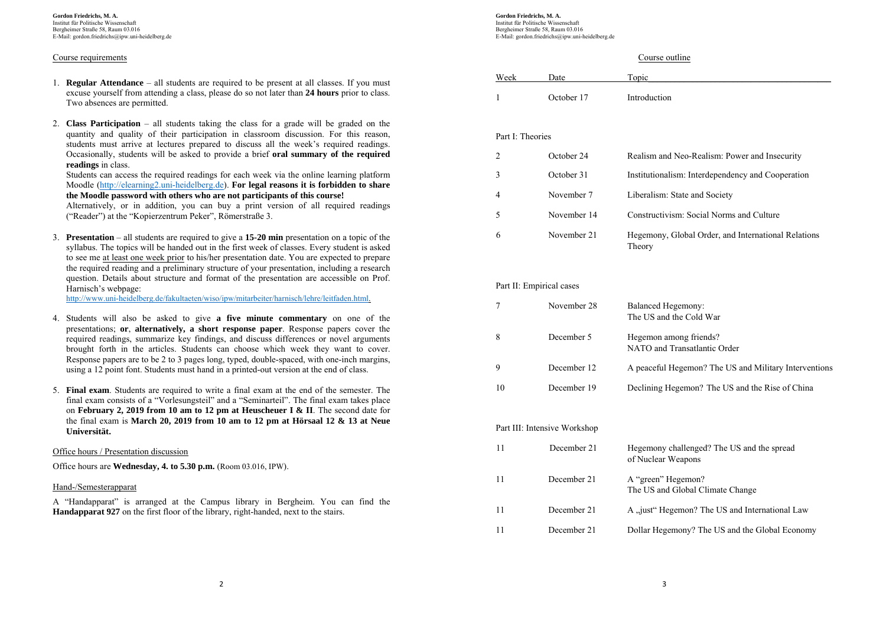## Course requirements

1. **Regular Attendance** – all students are required to be present at all classes. If you must excuse yourself from attending a class, please do so not later than **24 hours** prior to class. Two absences are permitted.

2. **Class Participation** – all students taking the class for a grade will be graded on the quantity and quality of their participation in classroom discussion. For this reason, students must arrive at lectures prepared to discuss all the week's required readings. Occasionally, students will be asked to provide a brief **oral summary of the required readings** in class.
   Students can access the required readings for each week via the online learning platform Moodle (http://elearning2.uni-heidelberg.de). **For legal reasons it is forbidden to share the Moodle password with others who are not participants of this course!**
   Alternatively, or in addition, you can buy a print version of all required readings ("Reader") at the "Kopierzentrum Peker", Römerstraße 3.

3. **Presentation** – all students are required to give a **15-20 min** presentation on a topic of the syllabus. The topics will be handed out in the first week of classes. Every student is asked to see me at least one week prior to his/her presentation date. You are expected to prepare the required reading and a preliminary structure of your presentation, including a research question. Details about structure and format of the presentation are accessible on Prof. Harnisch's webpage:
   http://www.uni-heidelberg.de/fakultaeten/wiso/ipw/mitarbeiter/harnisch/lehre/leitfaden.html.

4. Students will also be asked to give **a five minute commentary** on one of the presentations; **or**, **alternatively, a short response paper**. Response papers cover the required readings, summarize key findings, and discuss differences or novel arguments brought forth in the articles. Students can choose which week they want to cover. Response papers are to be 2 to 3 pages long, typed, double-spaced, with one-inch margins, using a 12 point font. Students must hand in a printed-out version at the end of class.

5. **Final exam**. Students are required to write a final exam at the end of the semester. The final exam consists of a "Vorlesungsteil" and a "Seminarteil". The final exam takes place on **February 2, 2019 from 10 am to 12 pm at Heuscheuer I & II**. The second date for the final exam is **March 20, 2019 from 10 am to 12 pm at Hörsaal 12 & 13 at Neue Universität.**

## Office hours / Presentation discussion

Office hours are **Wednesday, 4. to 5.30 p.m.** (Room 03.016, IPW).

## Hand-/Semesterapparat

A "Handapparat" is arranged at the Campus library in Bergheim. You can find the **Handapparat 927** on the first floor of the library, right-handed, next to the stairs.

## Course outline

| Week | Date | Topic |
|---|---|---|
| 1 | October 17 | Introduction |
| Part I: Theories | | |
| 2 | October 24 | Realism and Neo-Realism: Power and Insecurity |
| 3 | October 31 | Institutionalism: Interdependency and Cooperation |
| 4 | November 7 | Liberalism: State and Society |
| 5 | November 14 | Constructivism: Social Norms and Culture |
| 6 | November 21 | Hegemony, Global Order, and International Relations Theory |
| Part II: Empirical cases | | |
| 7 | November 28 | Balanced Hegemony: The US and the Cold War |
| 8 | December 5 | Hegemon among friends? NATO and Transatlantic Order |
| 9 | December 12 | A peaceful Hegemon? The US and Military Interventions |
| 10 | December 19 | Declining Hegemon? The US and the Rise of China |
| Part III: Intensive Workshop | | |
| 11 | December 21 | Hegemony challenged? The US and the spread of Nuclear Weapons |
| 11 | December 21 | A "green" Hegemon? The US and Global Climate Change |
| 11 | December 21 | A „just" Hegemon? The US and International Law |
| 11 | December 21 | Dollar Hegemony? The US and the Global Economy |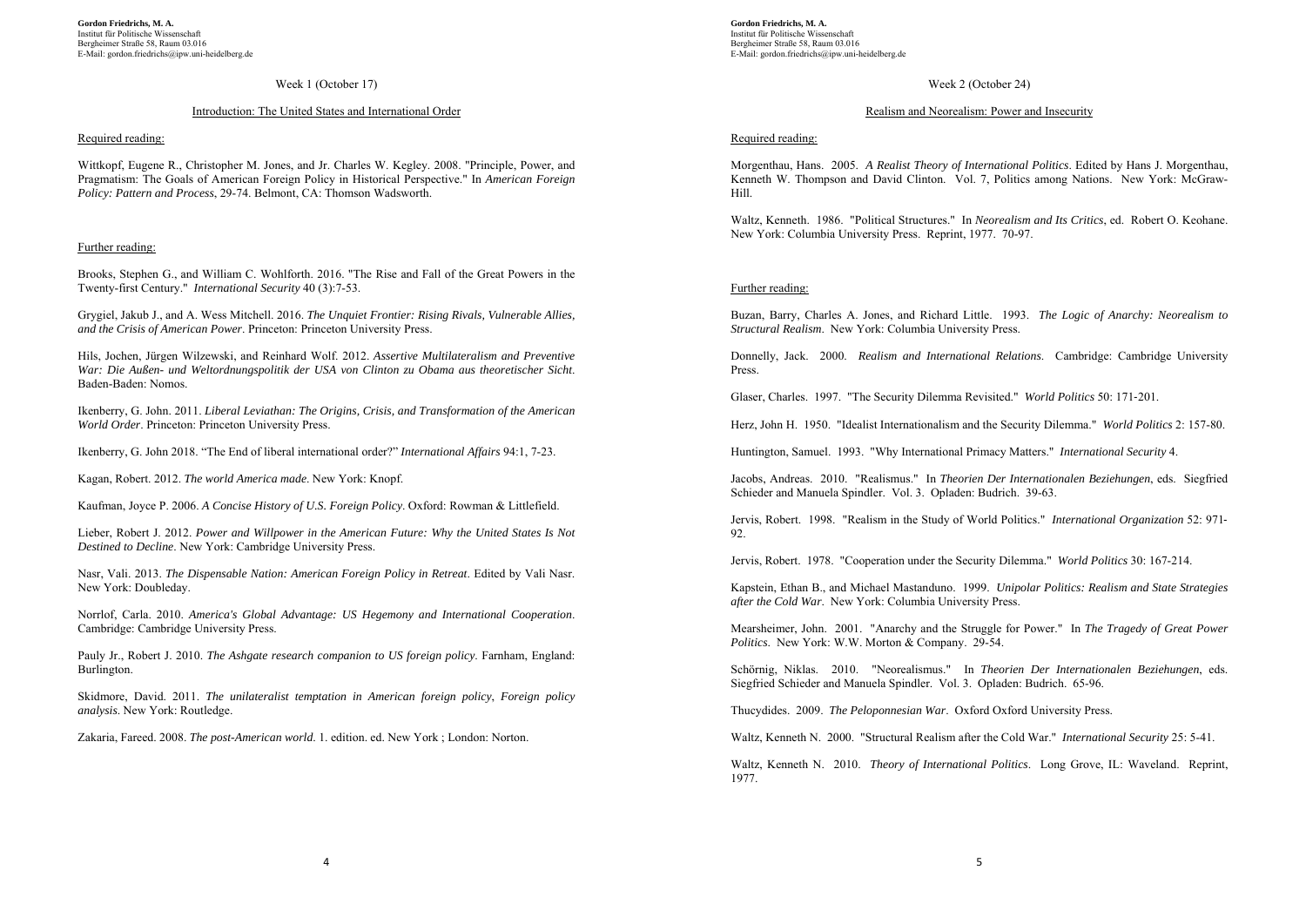Week 1 (October 17)

## Introduction: The United States and International Order

Required reading:

Wittkopf, Eugene R., Christopher M. Jones, and Jr. Charles W. Kegley. 2008. "Principle, Power, and Pragmatism: The Goals of American Foreign Policy in Historical Perspective." In *American Foreign Policy: Pattern and Process*, 29-74. Belmont, CA: Thomson Wadsworth.

Further reading:

Brooks, Stephen G., and William C. Wohlforth. 2016. "The Rise and Fall of the Great Powers in the Twenty-first Century." *International Security* 40 (3):7-53.

Grygiel, Jakub J., and A. Wess Mitchell. 2016. *The Unquiet Frontier: Rising Rivals, Vulnerable Allies, and the Crisis of American Power*. Princeton: Princeton University Press.

Hils, Jochen, Jürgen Wilzewski, and Reinhard Wolf. 2012. *Assertive Multilateralism and Preventive War: Die Außen- und Weltordnungspolitik der USA von Clinton zu Obama aus theoretischer Sicht*. Baden-Baden: Nomos.

Ikenberry, G. John. 2011. *Liberal Leviathan: The Origins, Crisis, and Transformation of the American World Order*. Princeton: Princeton University Press.

Ikenberry, G. John 2018. "The End of liberal international order?" *International Affairs* 94:1, 7-23.

Kagan, Robert. 2012. *The world America made*. New York: Knopf.

Kaufman, Joyce P. 2006. *A Concise History of U.S. Foreign Policy*. Oxford: Rowman & Littlefield.

Lieber, Robert J. 2012. *Power and Willpower in the American Future: Why the United States Is Not Destined to Decline*. New York: Cambridge University Press.

Nasr, Vali. 2013. *The Dispensable Nation: American Foreign Policy in Retreat*. Edited by Vali Nasr. New York: Doubleday.

Norrlof, Carla. 2010. *America's Global Advantage: US Hegemony and International Cooperation*. Cambridge: Cambridge University Press.

Pauly Jr., Robert J. 2010. *The Ashgate research companion to US foreign policy*. Farnham, England: Burlington.

Skidmore, David. 2011. *The unilateralist temptation in American foreign policy*, *Foreign policy analysis*. New York: Routledge.

Zakaria, Fareed. 2008. *The post-American world*. 1. edition. ed. New York ; London: Norton.

Week 2 (October 24)

## Realism and Neorealism: Power and Insecurity

Required reading:

Morgenthau, Hans. 2005. *A Realist Theory of International Politics*. Edited by Hans J. Morgenthau, Kenneth W. Thompson and David Clinton. Vol. 7, Politics among Nations. New York: McGraw-Hill.

Waltz, Kenneth. 1986. "Political Structures." In *Neorealism and Its Critics*, ed. Robert O. Keohane. New York: Columbia University Press. Reprint, 1977. 70-97.

Further reading:

Buzan, Barry, Charles A. Jones, and Richard Little. 1993. *The Logic of Anarchy: Neorealism to Structural Realism*. New York: Columbia University Press.

Donnelly, Jack. 2000. *Realism and International Relations*. Cambridge: Cambridge University Press.

Glaser, Charles. 1997. "The Security Dilemma Revisited." *World Politics* 50: 171-201.

Herz, John H. 1950. "Idealist Internationalism and the Security Dilemma." *World Politics* 2: 157-80.

Huntington, Samuel. 1993. "Why International Primacy Matters." *International Security* 4.

Jacobs, Andreas. 2010. "Realismus." In *Theorien Der Internationalen Beziehungen*, eds. Siegfried Schieder and Manuela Spindler. Vol. 3. Opladen: Budrich. 39-63.

Jervis, Robert. 1998. "Realism in the Study of World Politics." *International Organization* 52: 971-92.

Jervis, Robert. 1978. "Cooperation under the Security Dilemma." *World Politics* 30: 167-214.

Kapstein, Ethan B., and Michael Mastanduno. 1999. *Unipolar Politics: Realism and State Strategies after the Cold War*. New York: Columbia University Press.

Mearsheimer, John. 2001. "Anarchy and the Struggle for Power." In *The Tragedy of Great Power Politics*. New York: W.W. Morton & Company. 29-54.

Schörnig, Niklas. 2010. "Neorealismus." In *Theorien Der Internationalen Beziehungen*, eds. Siegfried Schieder and Manuela Spindler. Vol. 3. Opladen: Budrich. 65-96.

Thucydides. 2009. *The Peloponnesian War*. Oxford Oxford University Press.

Waltz, Kenneth N. 2000. "Structural Realism after the Cold War." *International Security* 25: 5-41.

Waltz, Kenneth N. 2010. *Theory of International Politics*. Long Grove, IL: Waveland. Reprint, 1977.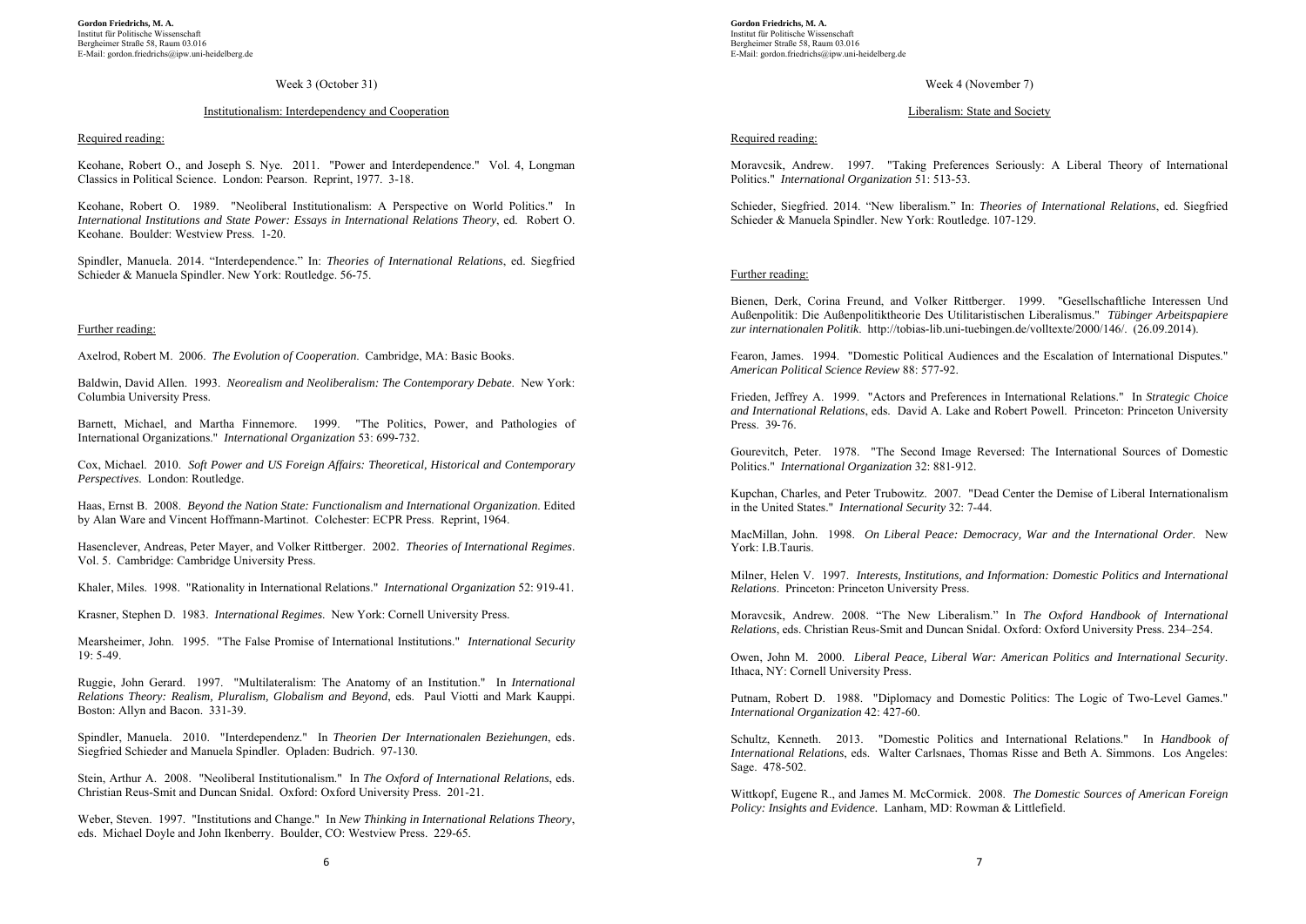Week 3 (October 31)

## Institutionalism: Interdependency and Cooperation

### Required reading:

Keohane, Robert O., and Joseph S. Nye. 2011. "Power and Interdependence." Vol. 4, Longman Classics in Political Science. London: Pearson. Reprint, 1977. 3-18.

Keohane, Robert O. 1989. "Neoliberal Institutionalism: A Perspective on World Politics." In *International Institutions and State Power: Essays in International Relations Theory*, ed. Robert O. Keohane. Boulder: Westview Press. 1-20.

Spindler, Manuela. 2014. "Interdependence." In: *Theories of International Relations*, ed. Siegfried Schieder & Manuela Spindler. New York: Routledge. 56-75.

### Further reading:

Axelrod, Robert M. 2006. *The Evolution of Cooperation*. Cambridge, MA: Basic Books.

Baldwin, David Allen. 1993. *Neorealism and Neoliberalism: The Contemporary Debate*. New York: Columbia University Press.

Barnett, Michael, and Martha Finnemore. 1999. "The Politics, Power, and Pathologies of International Organizations." *International Organization* 53: 699-732.

Cox, Michael. 2010. *Soft Power and US Foreign Affairs: Theoretical, Historical and Contemporary Perspectives*. London: Routledge.

Haas, Ernst B. 2008. *Beyond the Nation State: Functionalism and International Organization*. Edited by Alan Ware and Vincent Hoffmann-Martinot. Colchester: ECPR Press. Reprint, 1964.

Hasenclever, Andreas, Peter Mayer, and Volker Rittberger. 2002. *Theories of International Regimes*. Vol. 5. Cambridge: Cambridge University Press.

Khaler, Miles. 1998. "Rationality in International Relations." *International Organization* 52: 919-41.

Krasner, Stephen D. 1983. *International Regimes*. New York: Cornell University Press.

Mearsheimer, John. 1995. "The False Promise of International Institutions." *International Security* 19: 5-49.

Ruggie, John Gerard. 1997. "Multilateralism: The Anatomy of an Institution." In *International Relations Theory: Realism, Pluralism, Globalism and Beyond*, eds. Paul Viotti and Mark Kauppi. Boston: Allyn and Bacon. 331-39.

Spindler, Manuela. 2010. "Interdependenz." In *Theorien Der Internationalen Beziehungen*, eds. Siegfried Schieder and Manuela Spindler. Opladen: Budrich. 97-130.

Stein, Arthur A. 2008. "Neoliberal Institutionalism." In *The Oxford of International Relations*, eds. Christian Reus-Smit and Duncan Snidal. Oxford: Oxford University Press. 201-21.

Weber, Steven. 1997. "Institutions and Change." In *New Thinking in International Relations Theory*, eds. Michael Doyle and John Ikenberry. Boulder, CO: Westview Press. 229-65.

Week 4 (November 7)

## Liberalism: State and Society

### Required reading:

Moravcsik, Andrew. 1997. "Taking Preferences Seriously: A Liberal Theory of International Politics." *International Organization* 51: 513-53.

Schieder, Siegfried. 2014. "New liberalism." In: *Theories of International Relations*, ed. Siegfried Schieder & Manuela Spindler. New York: Routledge. 107-129.

### Further reading:

Bienen, Derk, Corina Freund, and Volker Rittberger. 1999. "Gesellschaftliche Interessen Und Außenpolitik: Die Außenpolitiktheorie Des Utilitaristischen Liberalismus." *Tübinger Arbeitspapiere zur internationalen Politik*. http://tobias-lib.uni-tuebingen.de/volltexte/2000/146/. (26.09.2014).

Fearon, James. 1994. "Domestic Political Audiences and the Escalation of International Disputes." *American Political Science Review* 88: 577-92.

Frieden, Jeffrey A. 1999. "Actors and Preferences in International Relations." In *Strategic Choice and International Relations*, eds. David A. Lake and Robert Powell. Princeton: Princeton University Press. 39-76.

Gourevitch, Peter. 1978. "The Second Image Reversed: The International Sources of Domestic Politics." *International Organization* 32: 881-912.

Kupchan, Charles, and Peter Trubowitz. 2007. "Dead Center the Demise of Liberal Internationalism in the United States." *International Security* 32: 7-44.

MacMillan, John. 1998. *On Liberal Peace: Democracy, War and the International Order*. New York: I.B.Tauris.

Milner, Helen V. 1997. *Interests, Institutions, and Information: Domestic Politics and International Relations*. Princeton: Princeton University Press.

Moravcsik, Andrew. 2008. "The New Liberalism." In *The Oxford Handbook of International Relations*, eds. Christian Reus-Smit and Duncan Snidal. Oxford: Oxford University Press. 234–254.

Owen, John M. 2000. *Liberal Peace, Liberal War: American Politics and International Security*. Ithaca, NY: Cornell University Press.

Putnam, Robert D. 1988. "Diplomacy and Domestic Politics: The Logic of Two-Level Games." *International Organization* 42: 427-60.

Schultz, Kenneth. 2013. "Domestic Politics and International Relations." In *Handbook of International Relations*, eds. Walter Carlsnaes, Thomas Risse and Beth A. Simmons. Los Angeles: Sage. 478-502.

Wittkopf, Eugene R., and James M. McCormick. 2008. *The Domestic Sources of American Foreign Policy: Insights and Evidence*. Lanham, MD: Rowman & Littlefield.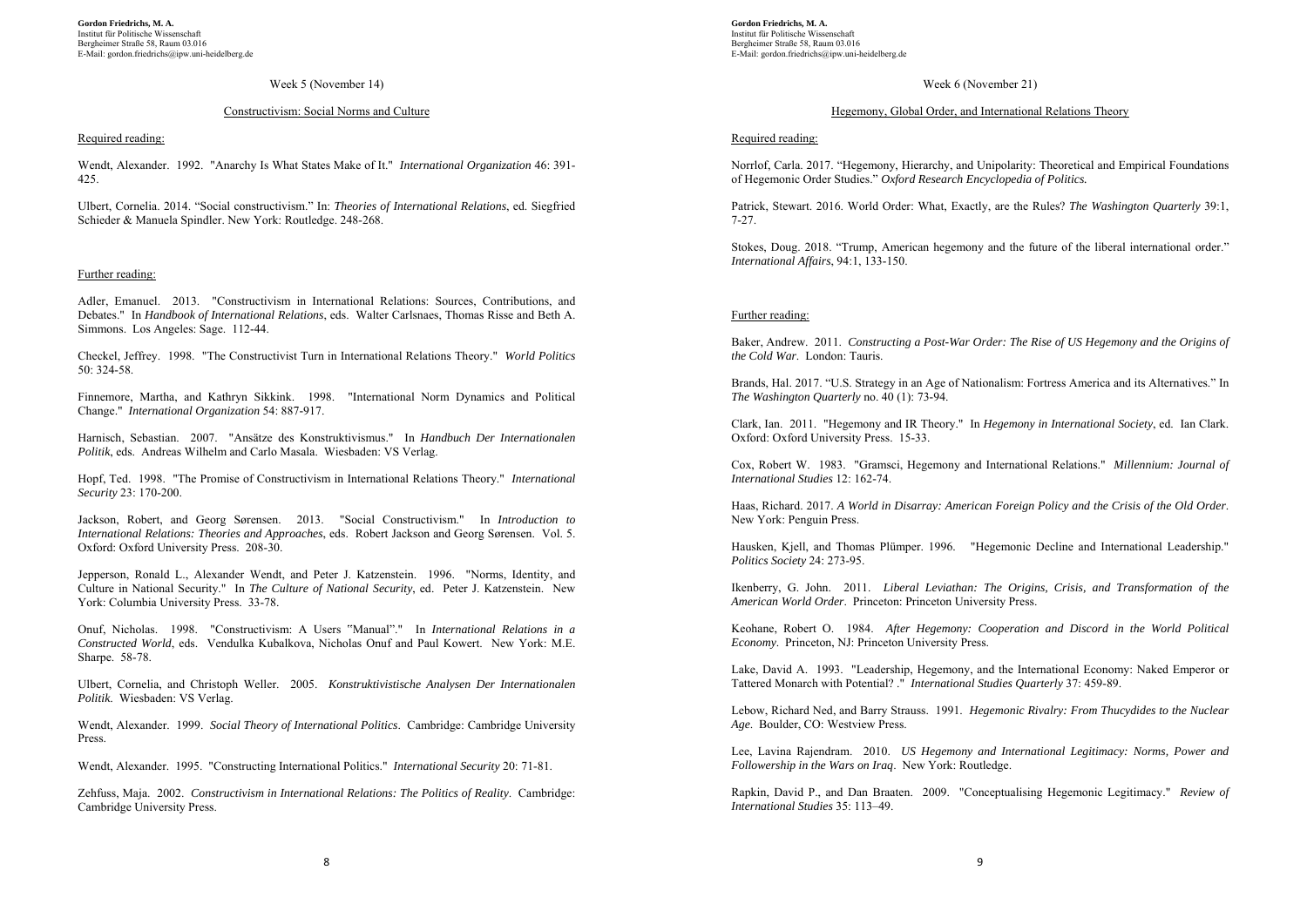Week 5 (November 14)

## Constructivism: Social Norms and Culture

### Required reading:

Wendt, Alexander. 1992. "Anarchy Is What States Make of It." *International Organization* 46: 391-425.

Ulbert, Cornelia. 2014. "Social constructivism." In: *Theories of International Relations*, ed. Siegfried Schieder & Manuela Spindler. New York: Routledge. 248-268.

### Further reading:

Adler, Emanuel. 2013. "Constructivism in International Relations: Sources, Contributions, and Debates." In *Handbook of International Relations*, eds. Walter Carlsnaes, Thomas Risse and Beth A. Simmons. Los Angeles: Sage. 112-44.

Checkel, Jeffrey. 1998. "The Constructivist Turn in International Relations Theory." *World Politics* 50: 324-58.

Finnemore, Martha, and Kathryn Sikkink. 1998. "International Norm Dynamics and Political Change." *International Organization* 54: 887-917.

Harnisch, Sebastian. 2007. "Ansätze des Konstruktivismus." In *Handbuch Der Internationalen Politik*, eds. Andreas Wilhelm and Carlo Masala. Wiesbaden: VS Verlag.

Hopf, Ted. 1998. "The Promise of Constructivism in International Relations Theory." *International Security* 23: 170-200.

Jackson, Robert, and Georg Sørensen. 2013. "Social Constructivism." In *Introduction to International Relations: Theories and Approaches*, eds. Robert Jackson and Georg Sørensen. Vol. 5. Oxford: Oxford University Press. 208-30.

Jepperson, Ronald L., Alexander Wendt, and Peter J. Katzenstein. 1996. "Norms, Identity, and Culture in National Security." In *The Culture of National Security*, ed. Peter J. Katzenstein. New York: Columbia University Press. 33-78.

Onuf, Nicholas. 1998. "Constructivism: A Users "Manual"." In *International Relations in a Constructed World*, eds. Vendulka Kubalkova, Nicholas Onuf and Paul Kowert. New York: M.E. Sharpe. 58-78.

Ulbert, Cornelia, and Christoph Weller. 2005. *Konstruktivistische Analysen Der Internationalen Politik*. Wiesbaden: VS Verlag.

Wendt, Alexander. 1999. *Social Theory of International Politics*. Cambridge: Cambridge University Press.

Wendt, Alexander. 1995. "Constructing International Politics." *International Security* 20: 71-81.

Zehfuss, Maja. 2002. *Constructivism in International Relations: The Politics of Reality*. Cambridge: Cambridge University Press.

Week 6 (November 21)

## Hegemony, Global Order, and International Relations Theory

### Required reading:

Norrlof, Carla. 2017. "Hegemony, Hierarchy, and Unipolarity: Theoretical and Empirical Foundations of Hegemonic Order Studies." *Oxford Research Encyclopedia of Politics.*

Patrick, Stewart. 2016. World Order: What, Exactly, are the Rules? *The Washington Quarterly* 39:1, 7-27.

Stokes, Doug. 2018. "Trump, American hegemony and the future of the liberal international order." *International Affairs*, 94:1, 133-150.

### Further reading:

Baker, Andrew. 2011. *Constructing a Post-War Order: The Rise of US Hegemony and the Origins of the Cold War*. London: Tauris.

Brands, Hal. 2017. "U.S. Strategy in an Age of Nationalism: Fortress America and its Alternatives." In *The Washington Quarterly* no. 40 (1): 73-94.

Clark, Ian. 2011. "Hegemony and IR Theory." In *Hegemony in International Society*, ed. Ian Clark. Oxford: Oxford University Press. 15-33.

Cox, Robert W. 1983. "Gramsci, Hegemony and International Relations." *Millennium: Journal of International Studies* 12: 162-74.

Haas, Richard. 2017. *A World in Disarray: American Foreign Policy and the Crisis of the Old Order*. New York: Penguin Press.

Hausken, Kjell, and Thomas Plümper. 1996. "Hegemonic Decline and International Leadership." *Politics Society* 24: 273-95.

Ikenberry, G. John. 2011. *Liberal Leviathan: The Origins, Crisis, and Transformation of the American World Order*. Princeton: Princeton University Press.

Keohane, Robert O. 1984. *After Hegemony: Cooperation and Discord in the World Political Economy*. Princeton, NJ: Princeton University Press.

Lake, David A. 1993. "Leadership, Hegemony, and the International Economy: Naked Emperor or Tattered Monarch with Potential? ." *International Studies Quarterly* 37: 459-89.

Lebow, Richard Ned, and Barry Strauss. 1991. *Hegemonic Rivalry: From Thucydides to the Nuclear Age*. Boulder, CO: Westview Press.

Lee, Lavina Rajendram. 2010. *US Hegemony and International Legitimacy: Norms, Power and Followership in the Wars on Iraq*. New York: Routledge.

Rapkin, David P., and Dan Braaten. 2009. "Conceptualising Hegemonic Legitimacy." *Review of International Studies* 35: 113–49.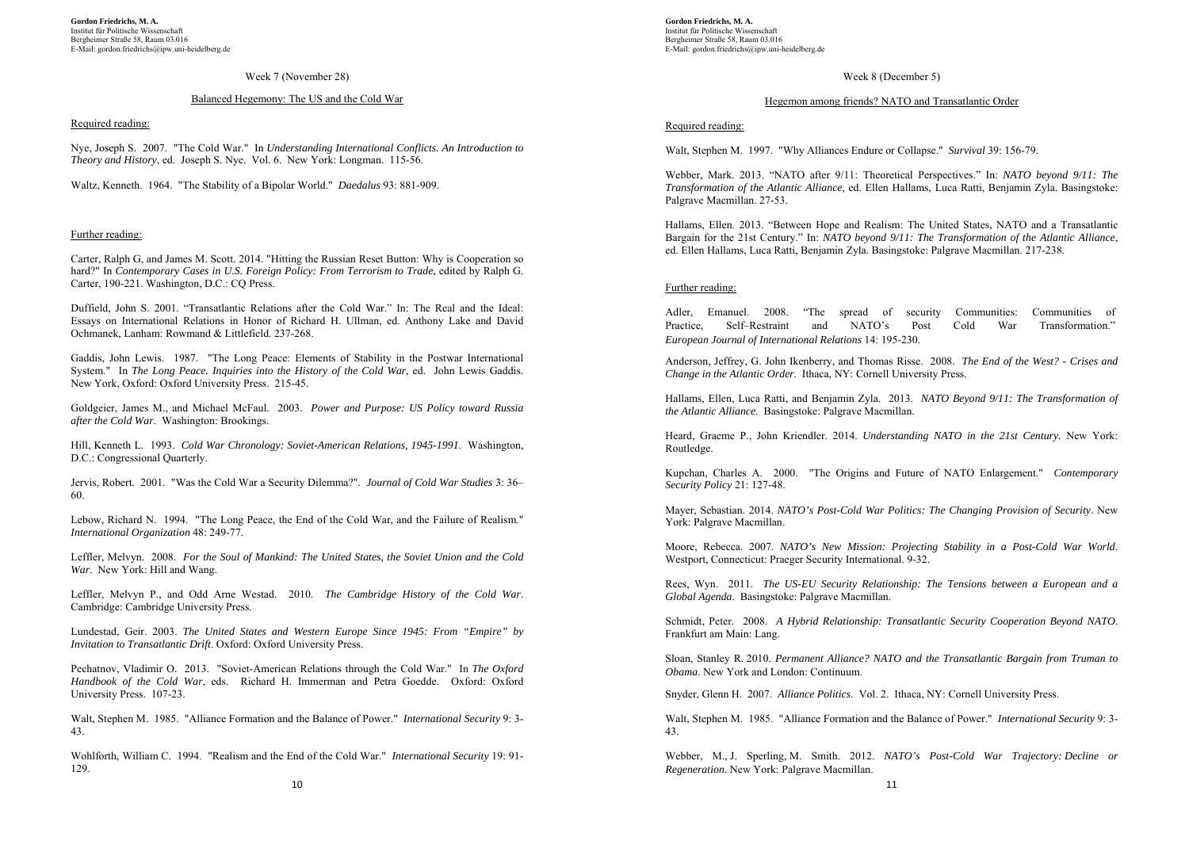Week 7 (November 28)

## Balanced Hegemony: The US and the Cold War

### Required reading:

Nye, Joseph S. 2007. "The Cold War." In *Understanding International Conflicts. An Introduction to Theory and History*, ed. Joseph S. Nye. Vol. 6. New York: Longman. 115-56.

Waltz, Kenneth. 1964. "The Stability of a Bipolar World." *Daedalus* 93: 881-909.

### Further reading:

Carter, Ralph G, and James M. Scott. 2014. "Hitting the Russian Reset Button: Why is Cooperation so hard?" In *Contemporary Cases in U.S. Foreign Policy: From Terrorism to Trade*, edited by Ralph G. Carter, 190-221. Washington, D.C.: CQ Press.

Duffield, John S. 2001. "Transatlantic Relations after the Cold War." In: The Real and the Ideal: Essays on International Relations in Honor of Richard H. Ullman, ed. Anthony Lake and David Ochmanek, Lanham: Rowmand & Littlefield. 237-268.

Gaddis, John Lewis. 1987. "The Long Peace: Elements of Stability in the Postwar International System." In *The Long Peace. Inquiries into the History of the Cold War*, ed. John Lewis Gaddis. New York, Oxford: Oxford University Press. 215-45.

Goldgeier, James M., and Michael McFaul. 2003. *Power and Purpose: US Policy toward Russia after the Cold War*. Washington: Brookings.

Hill, Kenneth L. 1993. *Cold War Chronology: Soviet-American Relations, 1945-1991*. Washington, D.C.: Congressional Quarterly.

Jervis, Robert. 2001. "Was the Cold War a Security Dilemma?". *Journal of Cold War Studies* 3: 36–60.

Lebow, Richard N. 1994. "The Long Peace, the End of the Cold War, and the Failure of Realism." *International Organization* 48: 249-77.

Leffler, Melvyn. 2008. *For the Soul of Mankind: The United States, the Soviet Union and the Cold War*. New York: Hill and Wang.

Leffler, Melvyn P., and Odd Arne Westad. 2010. *The Cambridge History of the Cold War*. Cambridge: Cambridge University Press.

Lundestad, Geir. 2003. *The United States and Western Europe Since 1945: From "Empire" by Invitation to Transatlantic Drift*. Oxford: Oxford University Press.

Pechatnov, Vladimir O. 2013. "Soviet-American Relations through the Cold War." In *The Oxford Handbook of the Cold War*, eds. Richard H. Immerman and Petra Goedde. Oxford: Oxford University Press. 107-23.

Walt, Stephen M. 1985. "Alliance Formation and the Balance of Power." *International Security* 9: 3-43.

Wohlforth, William C. 1994. "Realism and the End of the Cold War." *International Security* 19: 91-129.

Week 8 (December 5)

## Hegemon among friends? NATO and Transatlantic Order

### Required reading:

Walt, Stephen M. 1997. "Why Alliances Endure or Collapse." *Survival* 39: 156-79.

Webber, Mark. 2013. "NATO after 9/11: Theoretical Perspectives." In: *NATO beyond 9/11: The Transformation of the Atlantic Alliance*, ed. Ellen Hallams, Luca Ratti, Benjamin Zyla. Basingstoke: Palgrave Macmillan. 27-53.

Hallams, Ellen. 2013. "Between Hope and Realism: The United States, NATO and a Transatlantic Bargain for the 21st Century." In: *NATO beyond 9/11: The Transformation of the Atlantic Alliance*, ed. Ellen Hallams, Luca Ratti, Benjamin Zyla. Basingstoke: Palgrave Macmillan. 217-238.

### Further reading:

Adler, Emanuel. 2008. "The spread of security Communities: Communities of Practice, Self–Restraint and NATO's Post Cold War Transformation." *European Journal of International Relations* 14: 195-230.

Anderson, Jeffrey, G. John Ikenberry, and Thomas Risse. 2008. *The End of the West? - Crises and Change in the Atlantic Order*. Ithaca, NY: Cornell University Press.

Hallams, Ellen, Luca Ratti, and Benjamin Zyla. 2013. *NATO Beyond 9/11: The Transformation of the Atlantic Alliance*. Basingstoke: Palgrave Macmillan.

Heard, Graeme P., John Kriendler. 2014. *Understanding NATO in the 21st Century.* New York: Routledge.

Kupchan, Charles A. 2000. "The Origins and Future of NATO Enlargement." *Contemporary Security Policy* 21: 127-48.

Mayer, Sebastian. 2014. *NATO's Post-Cold War Politics: The Changing Provision of Security*. New York: Palgrave Macmillan.

Moore, Rebecca. 2007. *NATO's New Mission: Projecting Stability in a Post-Cold War World*. Westport, Connecticut: Praeger Security International. 9-32.

Rees, Wyn. 2011. *The US-EU Security Relationship: The Tensions between a European and a Global Agenda*. Basingstoke: Palgrave Macmillan.

Schmidt, Peter. 2008. *A Hybrid Relationship: Transatlantic Security Cooperation Beyond NATO*. Frankfurt am Main: Lang.

Sloan, Stanley R. 2010. *Permanent Alliance? NATO and the Transatlantic Bargain from Truman to Obama*. New York and London: Continuum.

Snyder, Glenn H. 2007. *Alliance Politics*. Vol. 2. Ithaca, NY: Cornell University Press.

Walt, Stephen M. 1985. "Alliance Formation and the Balance of Power." *International Security* 9: 3-43.

Webber, M., J. Sperling, M. Smith. 2012. *NATO's Post-Cold War Trajectory: Decline or Regeneration*. New York: Palgrave Macmillan.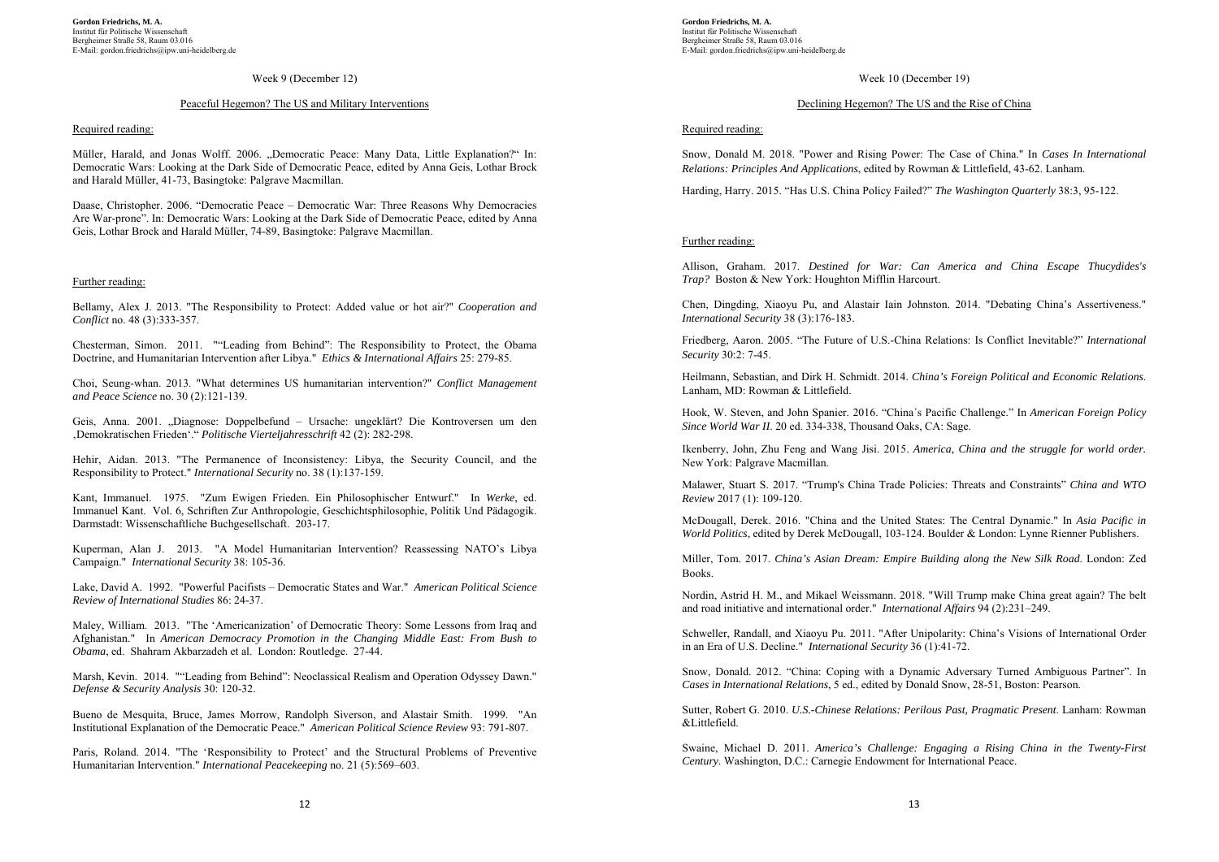Week 9 (December 12)

## Peaceful Hegemon? The US and Military Interventions

Required reading:

Müller, Harald, and Jonas Wolff. 2006. „Democratic Peace: Many Data, Little Explanation?" In: Democratic Wars: Looking at the Dark Side of Democratic Peace, edited by Anna Geis, Lothar Brock and Harald Müller, 41-73, Basingtoke: Palgrave Macmillan.

Daase, Christopher. 2006. "Democratic Peace – Democratic War: Three Reasons Why Democracies Are War-prone". In: Democratic Wars: Looking at the Dark Side of Democratic Peace, edited by Anna Geis, Lothar Brock and Harald Müller, 74-89, Basingtoke: Palgrave Macmillan.

Further reading:

Bellamy, Alex J. 2013. "The Responsibility to Protect: Added value or hot air?" *Cooperation and Conflict* no. 48 (3):333-357.

Chesterman, Simon. 2011. ""Leading from Behind": The Responsibility to Protect, the Obama Doctrine, and Humanitarian Intervention after Libya." *Ethics & International Affairs* 25: 279-85.

Choi, Seung-whan. 2013. "What determines US humanitarian intervention?" *Conflict Management and Peace Science* no. 30 (2):121-139.

Geis, Anna. 2001. „Diagnose: Doppelbefund – Ursache: ungeklärt? Die Kontroversen um den ‚Demokratischen Frieden'." *Politische Vierteljahresschrift* 42 (2): 282-298.

Hehir, Aidan. 2013. "The Permanence of Inconsistency: Libya, the Security Council, and the Responsibility to Protect." *International Security* no. 38 (1):137-159.

Kant, Immanuel. 1975. "Zum Ewigen Frieden. Ein Philosophischer Entwurf." In *Werke*, ed. Immanuel Kant. Vol. 6, Schriften Zur Anthropologie, Geschichtsphilosophie, Politik Und Pädagogik. Darmstadt: Wissenschaftliche Buchgesellschaft. 203-17.

Kuperman, Alan J. 2013. "A Model Humanitarian Intervention? Reassessing NATO's Libya Campaign." *International Security* 38: 105-36.

Lake, David A. 1992. "Powerful Pacifists – Democratic States and War." *American Political Science Review of International Studies* 86: 24-37.

Maley, William. 2013. "The 'Americanization' of Democratic Theory: Some Lessons from Iraq and Afghanistan." In *American Democracy Promotion in the Changing Middle East: From Bush to Obama*, ed. Shahram Akbarzadeh et al. London: Routledge. 27-44.

Marsh, Kevin. 2014. ""Leading from Behind": Neoclassical Realism and Operation Odyssey Dawn." *Defense & Security Analysis* 30: 120-32.

Bueno de Mesquita, Bruce, James Morrow, Randolph Siverson, and Alastair Smith. 1999. "An Institutional Explanation of the Democratic Peace." *American Political Science Review* 93: 791-807.

Paris, Roland. 2014. "The 'Responsibility to Protect' and the Structural Problems of Preventive Humanitarian Intervention." *International Peacekeeping* no. 21 (5):569–603.

Week 10 (December 19)

## Declining Hegemon? The US and the Rise of China

Required reading:

Snow, Donald M. 2018. "Power and Rising Power: The Case of China." In *Cases In International Relations: Principles And Applications*, edited by Rowman & Littlefield, 43-62. Lanham.

Harding, Harry. 2015. "Has U.S. China Policy Failed?" *The Washington Quarterly* 38:3, 95-122.

Further reading:

Allison, Graham. 2017. *Destined for War: Can America and China Escape Thucydides's Trap?* Boston & New York: Houghton Mifflin Harcourt.

Chen, Dingding, Xiaoyu Pu, and Alastair Iain Johnston. 2014. "Debating China's Assertiveness." *International Security* 38 (3):176-183.

Friedberg, Aaron. 2005. "The Future of U.S.-China Relations: Is Conflict Inevitable?" *International Security* 30:2: 7-45.

Heilmann, Sebastian, and Dirk H. Schmidt. 2014. *China's Foreign Political and Economic Relations*. Lanham, MD: Rowman & Littlefield.

Hook, W. Steven, and John Spanier. 2016. "China´s Pacific Challenge." In *American Foreign Policy Since World War II*. 20 ed. 334-338, Thousand Oaks, CA: Sage.

Ikenberry, John, Zhu Feng and Wang Jisi. 2015. *America, China and the struggle for world order*. New York: Palgrave Macmillan.

Malawer, Stuart S. 2017. "Trump's China Trade Policies: Threats and Constraints" *China and WTO Review* 2017 (1): 109-120.

McDougall, Derek. 2016. "China and the United States: The Central Dynamic." In *Asia Pacific in World Politics*, edited by Derek McDougall, 103-124. Boulder & London: Lynne Rienner Publishers.

Miller, Tom. 2017. *China's Asian Dream: Empire Building along the New Silk Road*. London: Zed Books.

Nordin, Astrid H. M., and Mikael Weissmann. 2018. "Will Trump make China great again? The belt and road initiative and international order." *International Affairs* 94 (2):231–249.

Schweller, Randall, and Xiaoyu Pu. 2011. "After Unipolarity: China's Visions of International Order in an Era of U.S. Decline." *International Security* 36 (1):41-72.

Snow, Donald. 2012. "China: Coping with a Dynamic Adversary Turned Ambiguous Partner". In *Cases in International Relations*, 5 ed., edited by Donald Snow, 28-51, Boston: Pearson.

Sutter, Robert G. 2010. *U.S.-Chinese Relations: Perilous Past, Pragmatic Present*. Lanham: Rowman &Littlefield.

Swaine, Michael D. 2011. *America's Challenge: Engaging a Rising China in the Twenty-First Century*. Washington, D.C.: Carnegie Endowment for International Peace.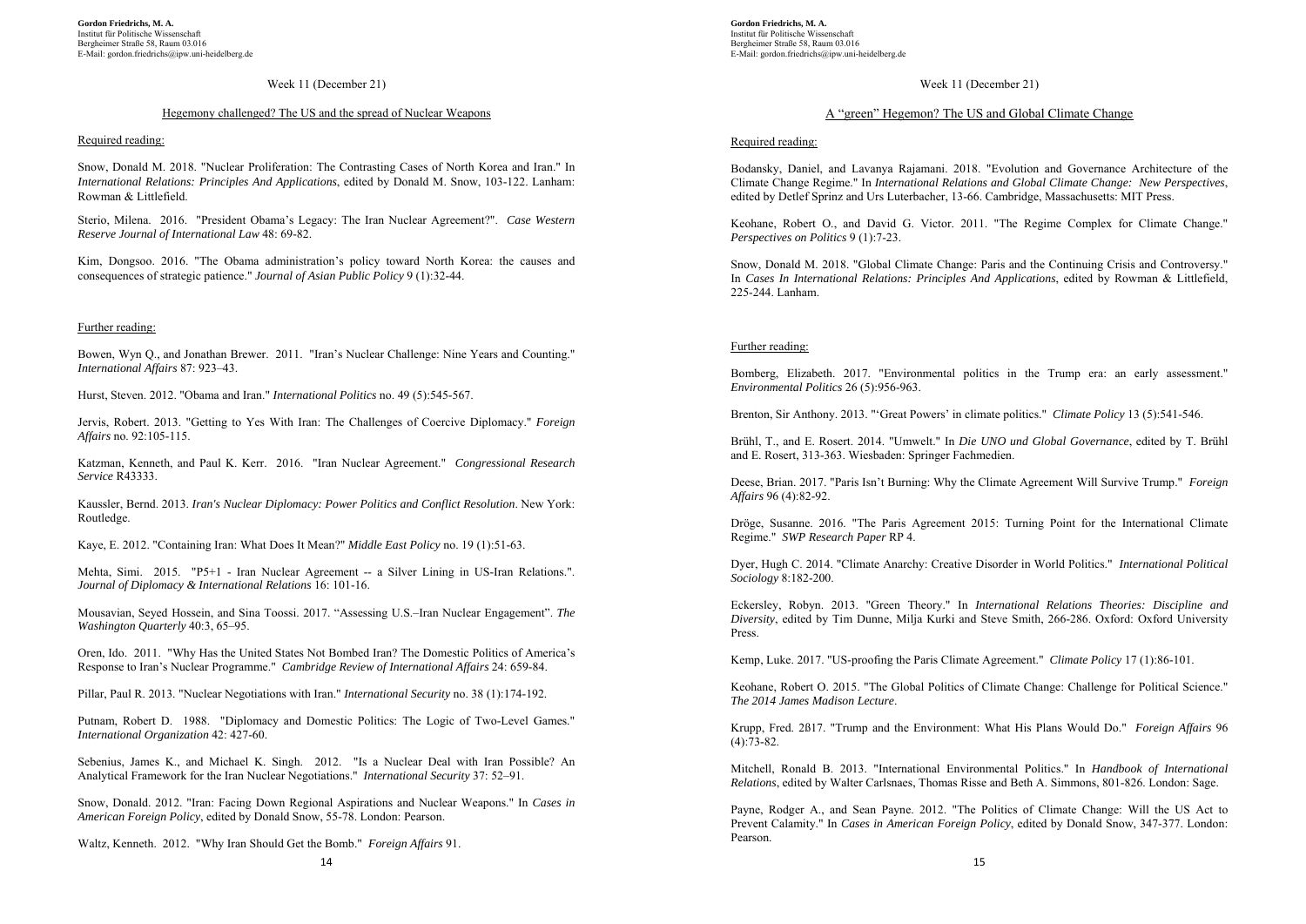Week 11 (December 21)

## Hegemony challenged? The US and the spread of Nuclear Weapons

### Required reading:

Snow, Donald M. 2018. "Nuclear Proliferation: The Contrasting Cases of North Korea and Iran." In *International Relations: Principles And Applications*, edited by Donald M. Snow, 103-122. Lanham: Rowman & Littlefield.

Sterio, Milena. 2016. "President Obama's Legacy: The Iran Nuclear Agreement?". *Case Western Reserve Journal of International Law* 48: 69-82.

Kim, Dongsoo. 2016. "The Obama administration's policy toward North Korea: the causes and consequences of strategic patience." *Journal of Asian Public Policy* 9 (1):32-44.

### Further reading:

Bowen, Wyn Q., and Jonathan Brewer. 2011. "Iran's Nuclear Challenge: Nine Years and Counting." *International Affairs* 87: 923–43.

Hurst, Steven. 2012. "Obama and Iran." *International Politics* no. 49 (5):545-567.

Jervis, Robert. 2013. "Getting to Yes With Iran: The Challenges of Coercive Diplomacy." *Foreign Affairs* no. 92:105-115.

Katzman, Kenneth, and Paul K. Kerr. 2016. "Iran Nuclear Agreement." *Congressional Research Service* R43333.

Kaussler, Bernd. 2013. *Iran's Nuclear Diplomacy: Power Politics and Conflict Resolution*. New York: Routledge.

Kaye, E. 2012. "Containing Iran: What Does It Mean?" *Middle East Policy* no. 19 (1):51-63.

Mehta, Simi. 2015. "P5+1 - Iran Nuclear Agreement -- a Silver Lining in US-Iran Relations.". *Journal of Diplomacy & International Relations* 16: 101-16.

Mousavian, Seyed Hossein, and Sina Toossi. 2017. "Assessing U.S.–Iran Nuclear Engagement". *The Washington Quarterly* 40:3, 65–95.

Oren, Ido. 2011. "Why Has the United States Not Bombed Iran? The Domestic Politics of America's Response to Iran's Nuclear Programme." *Cambridge Review of International Affairs* 24: 659-84.

Pillar, Paul R. 2013. "Nuclear Negotiations with Iran." *International Security* no. 38 (1):174-192.

Putnam, Robert D. 1988. "Diplomacy and Domestic Politics: The Logic of Two-Level Games." *International Organization* 42: 427-60.

Sebenius, James K., and Michael K. Singh. 2012. "Is a Nuclear Deal with Iran Possible? An Analytical Framework for the Iran Nuclear Negotiations." *International Security* 37: 52–91.

Snow, Donald. 2012. "Iran: Facing Down Regional Aspirations and Nuclear Weapons." In *Cases in American Foreign Policy*, edited by Donald Snow, 55-78. London: Pearson.

Waltz, Kenneth. 2012. "Why Iran Should Get the Bomb." *Foreign Affairs* 91.

Week 11 (December 21)

## A "green" Hegemon? The US and Global Climate Change

### Required reading:

Bodansky, Daniel, and Lavanya Rajamani. 2018. "Evolution and Governance Architecture of the Climate Change Regime." In *International Relations and Global Climate Change: New Perspectives*, edited by Detlef Sprinz and Urs Luterbacher, 13-66. Cambridge, Massachusetts: MIT Press.

Keohane, Robert O., and David G. Victor. 2011. "The Regime Complex for Climate Change." *Perspectives on Politics* 9 (1):7-23.

Snow, Donald M. 2018. "Global Climate Change: Paris and the Continuing Crisis and Controversy." In *Cases In International Relations: Principles And Applications*, edited by Rowman & Littlefield, 225-244. Lanham.

### Further reading:

Bomberg, Elizabeth. 2017. "Environmental politics in the Trump era: an early assessment." *Environmental Politics* 26 (5):956-963.

Brenton, Sir Anthony. 2013. "'Great Powers' in climate politics." *Climate Policy* 13 (5):541-546.

Brühl, T., and E. Rosert. 2014. "Umwelt." In *Die UNO und Global Governance*, edited by T. Brühl and E. Rosert, 313-363. Wiesbaden: Springer Fachmedien.

Deese, Brian. 2017. "Paris Isn't Burning: Why the Climate Agreement Will Survive Trump." *Foreign Affairs* 96 (4):82-92.

Dröge, Susanne. 2016. "The Paris Agreement 2015: Turning Point for the International Climate Regime." *SWP Research Paper* RP 4.

Dyer, Hugh C. 2014. "Climate Anarchy: Creative Disorder in World Politics." *International Political Sociology* 8:182-200.

Eckersley, Robyn. 2013. "Green Theory." In *International Relations Theories: Discipline and Diversity*, edited by Tim Dunne, Milja Kurki and Steve Smith, 266-286. Oxford: Oxford University Press.

Kemp, Luke. 2017. "US-proofing the Paris Climate Agreement." *Climate Policy* 17 (1):86-101.

Keohane, Robert O. 2015. "The Global Politics of Climate Change: Challenge for Political Science." *The 2014 James Madison Lecture*.

Krupp, Fred. 2ß17. "Trump and the Environment: What His Plans Would Do." *Foreign Affairs* 96 (4):73-82.

Mitchell, Ronald B. 2013. "International Environmental Politics." In *Handbook of International Relations*, edited by Walter Carlsnaes, Thomas Risse and Beth A. Simmons, 801-826. London: Sage.

Payne, Rodger A., and Sean Payne. 2012. "The Politics of Climate Change: Will the US Act to Prevent Calamity." In *Cases in American Foreign Policy*, edited by Donald Snow, 347-377. London: Pearson.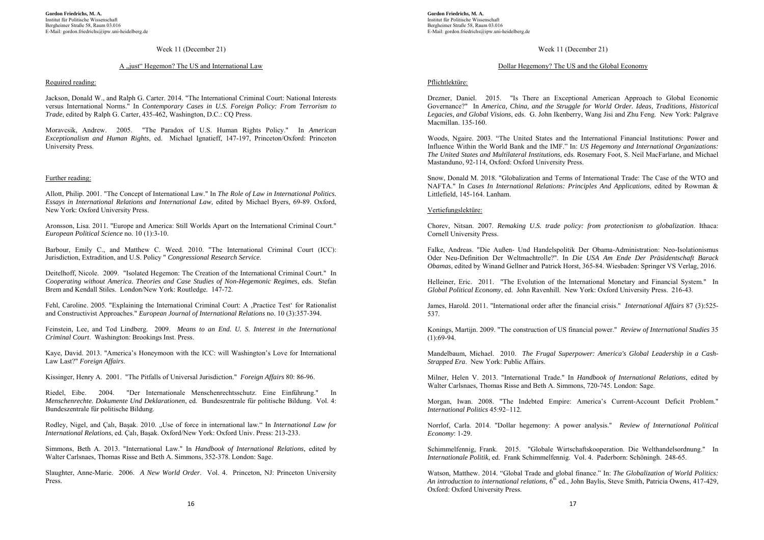Week 11 (December 21)

## A „just" Hegemon? The US and International Law

### Required reading:

Jackson, Donald W., and Ralph G. Carter. 2014. "The International Criminal Court: National Interests versus International Norms." In *Contemporary Cases in U.S. Foreign Policy: From Terrorism to Trade*, edited by Ralph G. Carter, 435-462, Washington, D.C.: CQ Press.

Moravcsik, Andrew. 2005. "The Paradox of U.S. Human Rights Policy." In *American Exceptionalism and Human Rights*, ed. Michael Ignatieff, 147-197, Princeton/Oxford: Princeton University Press.

### Further reading:

Allott, Philip. 2001. "The Concept of International Law." In *The Role of Law in International Politics. Essays in International Relations and International Law*, edited by Michael Byers, 69-89. Oxford, New York: Oxford University Press.

Aronsson, Lisa. 2011. "Europe and America: Still Worlds Apart on the International Criminal Court." *European Political Science* no. 10 (1):3-10.

Barbour, Emily C., and Matthew C. Weed. 2010. "The International Criminal Court (ICC): Jurisdiction, Extradition, and U.S. Policy " *Congressional Research Service*.

Deitelhoff, Nicole. 2009. "Isolated Hegemon: The Creation of the International Criminal Court." In *Cooperating without America. Theories and Case Studies of Non-Hegemonic Regimes*, eds. Stefan Brem and Kendall Stiles. London/New York: Routledge. 147-72.

Fehl, Caroline. 2005. "Explaining the International Criminal Court: A ‚Practice Test' for Rationalist and Constructivist Approaches." *European Journal of International Relations* no. 10 (3):357-394.

Feinstein, Lee, and Tod Lindberg. 2009. *Means to an End. U. S. Interest in the International Criminal Court*. Washington: Brookings Inst. Press.

Kaye, David. 2013. "America's Honeymoon with the ICC: will Washington's Love for International Law Last?" *Foreign Affairs*.

Kissinger, Henry A. 2001. "The Pitfalls of Universal Jurisdiction." *Foreign Affairs* 80: 86-96.

Riedel, Eibe. 2004. "Der Internationale Menschenrechtsschutz. Eine Einführung." In *Menschenrechte. Dokumente Und Deklarationen*, ed. Bundeszentrale für politische Bildung. Vol. 4: Bundeszentrale für politische Bildung.

Rodley, Nigel, and Çalı, Başak. 2010. „Use of force in international law." In *International Law for International Relations*, ed. Çalı, Başak. Oxford/New York: Oxford Univ. Press: 213-233.

Simmons, Beth A. 2013. "International Law." In *Handbook of International Relations*, edited by Walter Carlsnaes, Thomas Risse and Beth A. Simmons, 352-378. London: Sage.

Slaughter, Anne-Marie. 2006. *A New World Order*. Vol. 4. Princeton, NJ: Princeton University Press.

Week 11 (December 21)

## Dollar Hegemony? The US and the Global Economy

### Pflichtlektüre:

Drezner, Daniel. 2015. "Is There an Exceptional American Approach to Global Economic Governance?" In *America, China, and the Struggle for World Order. Ideas, Traditions, Historical Legacies, and Global Visions*, eds. G. John Ikenberry, Wang Jisi and Zhu Feng. New York: Palgrave Macmillan. 135-160.

Woods, Ngaire. 2003. "The United States and the International Financial Institutions: Power and Influence Within the World Bank and the IMF." In: *US Hegemony and International Organizations: The United States and Multilateral Institutions*, eds. Rosemary Foot, S. Neil MacFarlane, and Michael Mastanduno, 92-114, Oxford: Oxford University Press.

Snow, Donald M. 2018. "Globalization and Terms of International Trade: The Case of the WTO and NAFTA." In *Cases In International Relations: Principles And Applications*, edited by Rowman & Littlefield, 145-164. Lanham.

### Vertiefungslektüre:

Chorev, Nitsan. 2007. *Remaking U.S. trade policy: from protectionism to globalization*. Ithaca: Cornell University Press.

Falke, Andreas. "Die Außen- Und Handelspolitik Der Obama-Administration: Neo-Isolationismus Oder Neu-Definition Der Weltmachtrolle?". In *Die USA Am Ende Der Präsidentschaft Barack Obamas*, edited by Winand Gellner and Patrick Horst, 365-84. Wiesbaden: Springer VS Verlag, 2016.

Helleiner, Eric. 2011. "The Evolution of the International Monetary and Financial System." In *Global Political Economy*, ed. John Ravenhill. New York: Oxford University Press. 216-43.

James, Harold. 2011. "International order after the financial crisis." *International Affairs* 87 (3):525-537.

Konings, Martijn. 2009. "The construction of US financial power." *Review of International Studies* 35 (1):69-94.

Mandelbaum, Michael. 2010. *The Frugal Superpower: America's Global Leadership in a Cash-Strapped Era*. New York: Public Affairs.

Milner, Helen V. 2013. "International Trade." In *Handbook of International Relations*, edited by Walter Carlsnaes, Thomas Risse and Beth A. Simmons, 720-745. London: Sage.

Morgan, Iwan. 2008. "The Indebted Empire: America's Current-Account Deficit Problem." *International Politics* 45:92–112.

Norrlof, Carla. 2014. "Dollar hegemony: A power analysis." *Review of International Political Economy*: 1-29.

Schimmelfennig, Frank. 2015. "Globale Wirtschaftskooperation. Die Welthandelsordnung." In *Internationale Politik*, ed. Frank Schimmelfennig. Vol. 4. Paderborn: Schöningh. 248-65.

Watson, Matthew. 2014. "Global Trade and global finance." In: *The Globalization of World Politics: An introduction to international relations*, 6th ed., John Baylis, Steve Smith, Patricia Owens, 417-429, Oxford: Oxford University Press.